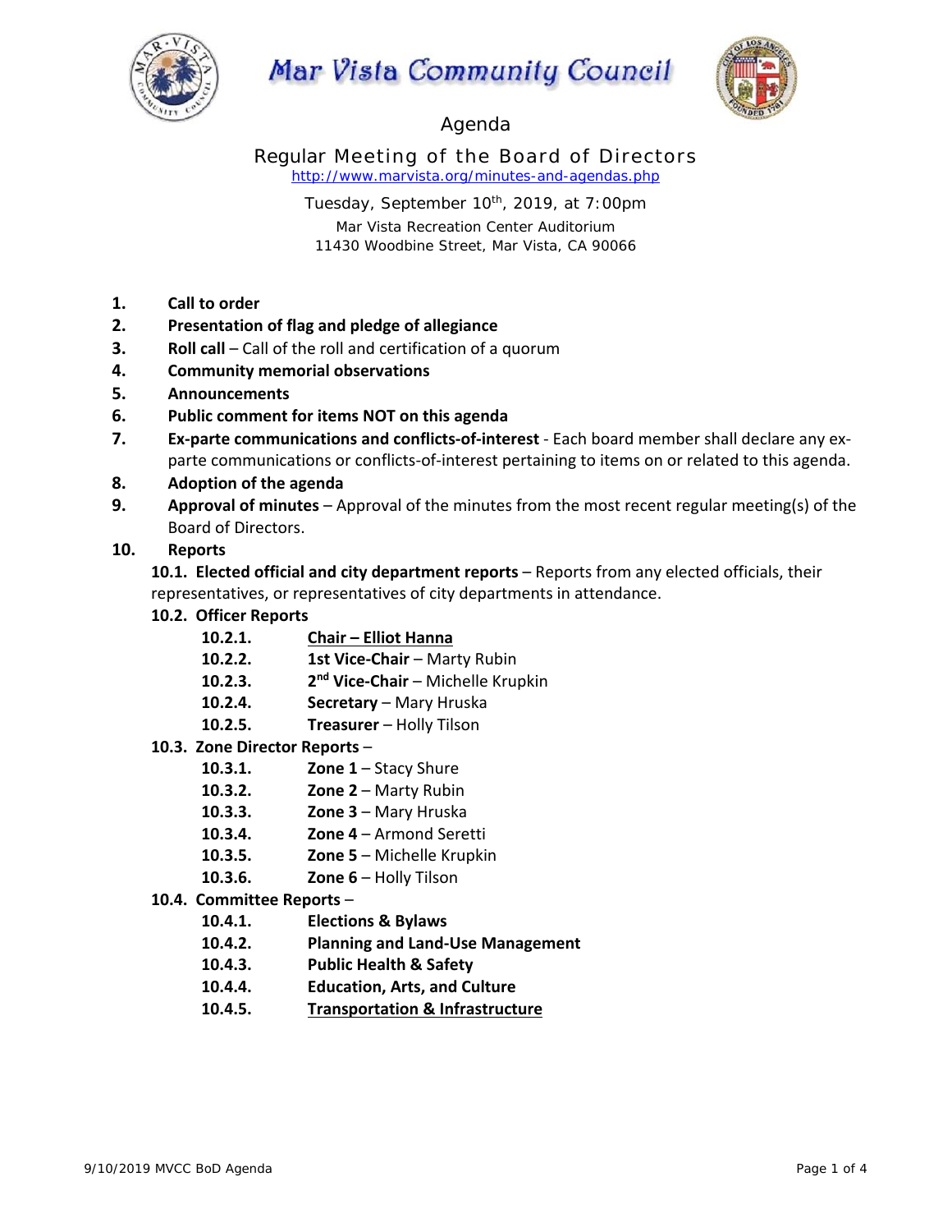# Mar Vista Community Council

## Agenda

### Regular Meeting of the Board of Directors

http://www.marvista.org/minutes-and-agendas.php

Tuesday, September 10th, 2019, at 7:00pm
Mar Vista Recreation Center Auditorium
11430 Woodbine Street, Mar Vista, CA 90066

1. **Call to order**
2. **Presentation of flag and pledge of allegiance**
3. **Roll call** – Call of the roll and certification of a quorum
4. **Community memorial observations**
5. **Announcements**
6. **Public comment for items NOT on this agenda**
7. **Ex-parte communications and conflicts-of-interest** - Each board member shall declare any ex-parte communications or conflicts-of-interest pertaining to items on or related to this agenda.
8. **Adoption of the agenda**
9. **Approval of minutes** – Approval of the minutes from the most recent regular meeting(s) of the Board of Directors.
10. **Reports**

    **10.1. Elected official and city department reports** – Reports from any elected officials, their representatives, or representatives of city departments in attendance.

    **10.2. Officer Reports**
    - **10.2.1.** **Chair – Elliot Hanna**
    - **10.2.2.** **1st Vice-Chair** – Marty Rubin
    - **10.2.3.** **2nd Vice-Chair** – Michelle Krupkin
    - **10.2.4.** **Secretary** – Mary Hruska
    - **10.2.5.** **Treasurer** – Holly Tilson

    **10.3. Zone Director Reports** –
    - **10.3.1.** **Zone 1** – Stacy Shure
    - **10.3.2.** **Zone 2** – Marty Rubin
    - **10.3.3.** **Zone 3** – Mary Hruska
    - **10.3.4.** **Zone 4** – Armond Seretti
    - **10.3.5.** **Zone 5** – Michelle Krupkin
    - **10.3.6.** **Zone 6** – Holly Tilson

    **10.4. Committee Reports** –
    - **10.4.1.** **Elections & Bylaws**
    - **10.4.2.** **Planning and Land-Use Management**
    - **10.4.3.** **Public Health & Safety**
    - **10.4.4.** **Education, Arts, and Culture**
    - **10.4.5.** **Transportation & Infrastructure**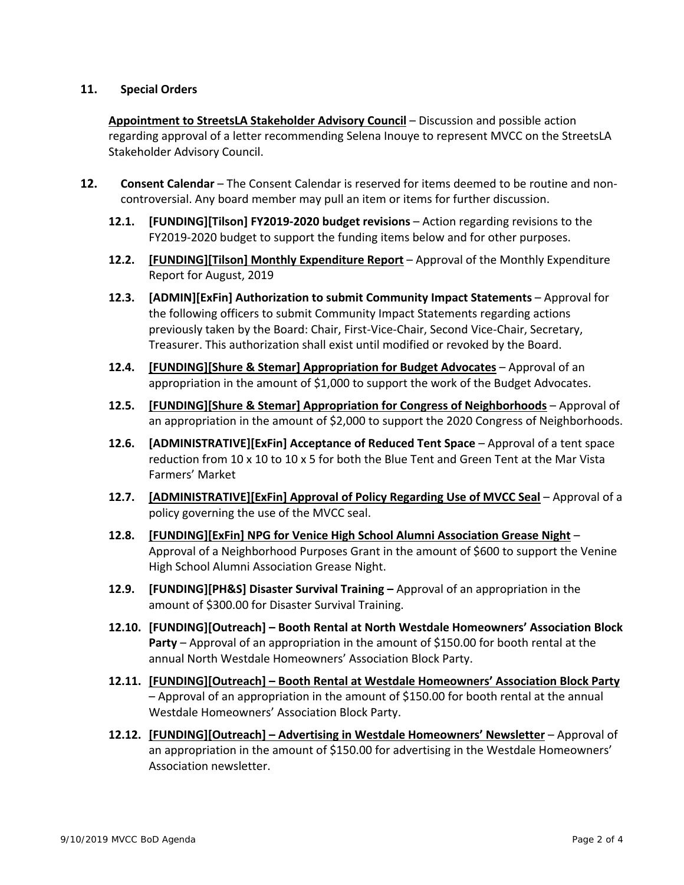11. **Special Orders**

<u>**Appointment to StreetsLA Stakeholder Advisory Council**</u> – Discussion and possible action regarding approval of a letter recommending Selena Inouye to represent MVCC on the StreetsLA Stakeholder Advisory Council.

12. **Consent Calendar** – The Consent Calendar is reserved for items deemed to be routine and non-controversial. Any board member may pull an item or items for further discussion.

    **12.1. [FUNDING][Tilson] FY2019-2020 budget revisions** – Action regarding revisions to the FY2019-2020 budget to support the funding items below and for other purposes.

    **12.2. <u>[FUNDING][Tilson] Monthly Expenditure Report</u>** – Approval of the Monthly Expenditure Report for August, 2019

    **12.3. [ADMIN][ExFin] Authorization to submit Community Impact Statements** – Approval for the following officers to submit Community Impact Statements regarding actions previously taken by the Board: Chair, First-Vice-Chair, Second Vice-Chair, Secretary, Treasurer. This authorization shall exist until modified or revoked by the Board.

    **12.4. <u>[FUNDING][Shure & Stemar] Appropriation for Budget Advocates</u>** – Approval of an appropriation in the amount of $1,000 to support the work of the Budget Advocates.

    **12.5. <u>[FUNDING][Shure & Stemar] Appropriation for Congress of Neighborhoods</u>** – Approval of an appropriation in the amount of $2,000 to support the 2020 Congress of Neighborhoods.

    **12.6. [ADMINISTRATIVE][ExFin] Acceptance of Reduced Tent Space** – Approval of a tent space reduction from 10 x 10 to 10 x 5 for both the Blue Tent and Green Tent at the Mar Vista Farmers' Market

    **12.7. <u>[ADMINISTRATIVE][ExFin] Approval of Policy Regarding Use of MVCC Seal</u>** – Approval of a policy governing the use of the MVCC seal.

    **12.8. <u>[FUNDING][ExFin] NPG for Venice High School Alumni Association Grease Night</u>** – Approval of a Neighborhood Purposes Grant in the amount of $600 to support the Venine High School Alumni Association Grease Night.

    **12.9. [FUNDING][PH&S] Disaster Survival Training –** Approval of an appropriation in the amount of $300.00 for Disaster Survival Training.

    **12.10. [FUNDING][Outreach] – Booth Rental at North Westdale Homeowners' Association Block Party** – Approval of an appropriation in the amount of $150.00 for booth rental at the annual North Westdale Homeowners' Association Block Party.

    **12.11. <u>[FUNDING][Outreach] – Booth Rental at Westdale Homeowners' Association Block Party</u>** – Approval of an appropriation in the amount of $150.00 for booth rental at the annual Westdale Homeowners' Association Block Party.

    **12.12. <u>[FUNDING][Outreach] – Advertising in Westdale Homeowners' Newsletter</u>** – Approval of an appropriation in the amount of $150.00 for advertising in the Westdale Homeowners' Association newsletter.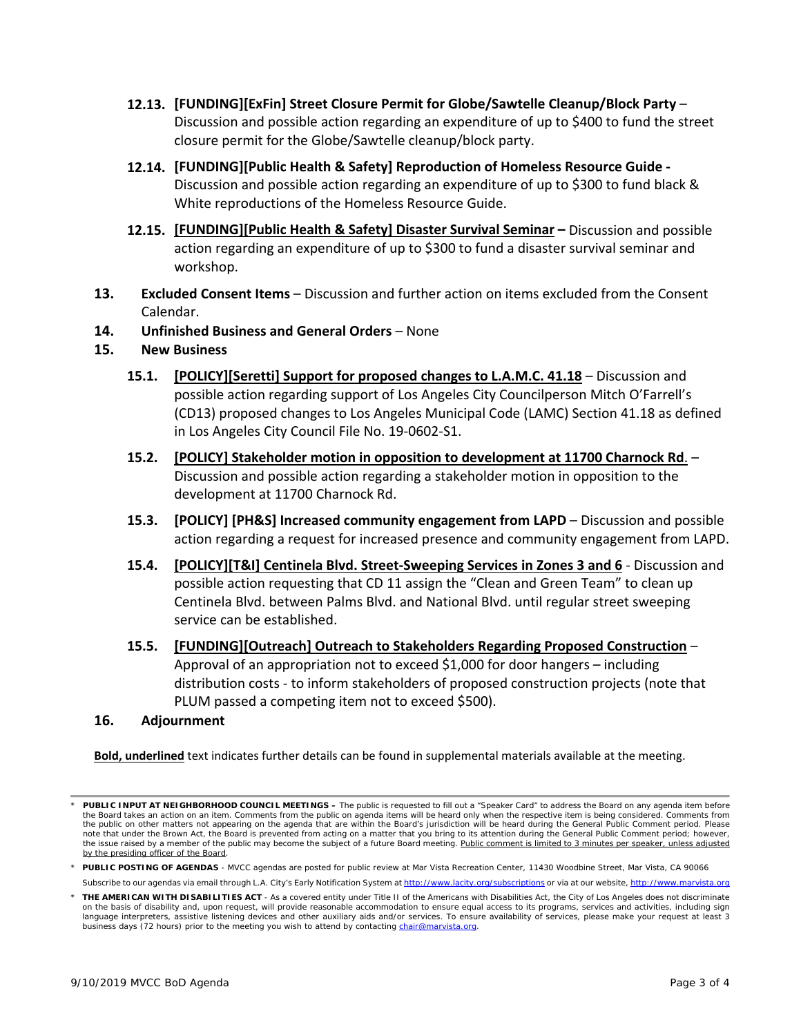**12.13. [FUNDING][ExFin] Street Closure Permit for Globe/Sawtelle Cleanup/Block Party** – Discussion and possible action regarding an expenditure of up to $400 to fund the street closure permit for the Globe/Sawtelle cleanup/block party.

**12.14. [FUNDING][Public Health & Safety] Reproduction of Homeless Resource Guide -** Discussion and possible action regarding an expenditure of up to $300 to fund black & White reproductions of the Homeless Resource Guide.

**12.15. <u>[FUNDING][Public Health & Safety] Disaster Survival Seminar</u> –** Discussion and possible action regarding an expenditure of up to $300 to fund a disaster survival seminar and workshop.

**13. Excluded Consent Items** – Discussion and further action on items excluded from the Consent Calendar.

**14. Unfinished Business and General Orders** – None

**15. New Business**

**15.1. <u>[POLICY][Seretti] Support for proposed changes to L.A.M.C. 41.18</u>** – Discussion and possible action regarding support of Los Angeles City Councilperson Mitch O'Farrell's (CD13) proposed changes to Los Angeles Municipal Code (LAMC) Section 41.18 as defined in Los Angeles City Council File No. 19-0602-S1.

**15.2. <u>[POLICY] Stakeholder motion in opposition to development at 11700 Charnock Rd</u>.** – Discussion and possible action regarding a stakeholder motion in opposition to the development at 11700 Charnock Rd.

**15.3. [POLICY] [PH&S] Increased community engagement from LAPD** – Discussion and possible action regarding a request for increased presence and community engagement from LAPD.

**15.4. <u>[POLICY][T&I] Centinela Blvd. Street-Sweeping Services in Zones 3 and 6</u>** - Discussion and possible action requesting that CD 11 assign the "Clean and Green Team" to clean up Centinela Blvd. between Palms Blvd. and National Blvd. until regular street sweeping service can be established.

**15.5. <u>[FUNDING][Outreach] Outreach to Stakeholders Regarding Proposed Construction</u>** – Approval of an appropriation not to exceed $1,000 for door hangers – including distribution costs - to inform stakeholders of proposed construction projects (note that PLUM passed a competing item not to exceed $500).

**16. Adjournment**

**<u>Bold, underlined</u>** text indicates further details can be found in supplemental materials available at the meeting.

---

* **PUBLIC INPUT AT NEIGHBORHOOD COUNCIL MEETINGS –** The public is requested to fill out a "Speaker Card" to address the Board on any agenda item before the Board takes an action on an item. Comments from the public on agenda items will be heard only when the respective item is being considered. Comments from the public on other matters not appearing on the agenda that are within the Board's jurisdiction will be heard during the General Public Comment period. Please note that under the Brown Act, the Board is prevented from acting on a matter that you bring to its attention during the General Public Comment period; however, the issue raised by a member of the public may become the subject of a future Board meeting. <u>Public comment is limited to 3 minutes per speaker, unless adjusted by the presiding officer of the Board</u>.

* **PUBLIC POSTING OF AGENDAS** - MVCC agendas are posted for public review at Mar Vista Recreation Center, 11430 Woodbine Street, Mar Vista, CA 90066

Subscribe to our agendas via email through L.A. City's Early Notification System at http://www.lacity.org/subscriptions or via at our website, http://www.marvista.org

* **THE AMERICAN WITH DISABILITIES ACT** - As a covered entity under Title II of the Americans with Disabilities Act, the City of Los Angeles does not discriminate on the basis of disability and, upon request, will provide reasonable accommodation to ensure equal access to its programs, services and activities, including sign language interpreters, assistive listening devices and other auxiliary aids and/or services. To ensure availability of services, please make your request at least 3 business days (72 hours) prior to the meeting you wish to attend by contacting chair@marvista.org.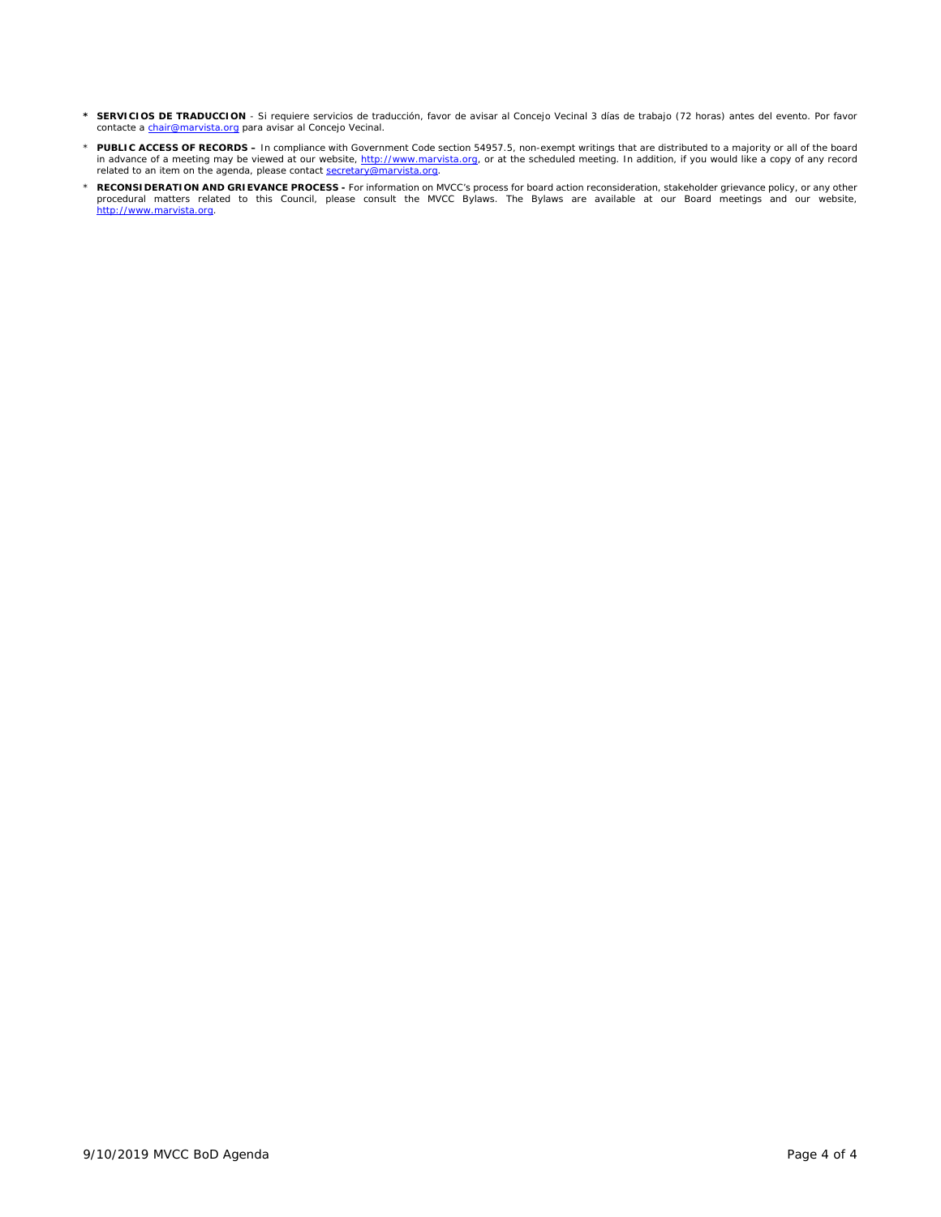* **SERVICIOS DE TRADUCCION** - Si requiere servicios de traducción, favor de avisar al Concejo Vecinal 3 días de trabajo (72 horas) antes del evento. Por favor contacte a chair@marvista.org para avisar al Concejo Vecinal.

* **PUBLIC ACCESS OF RECORDS –** In compliance with Government Code section 54957.5, non-exempt writings that are distributed to a majority or all of the board in advance of a meeting may be viewed at our website, http://www.marvista.org, or at the scheduled meeting. In addition, if you would like a copy of any record related to an item on the agenda, please contact secretary@marvista.org.

* **RECONSIDERATION AND GRIEVANCE PROCESS -** For information on MVCC's process for board action reconsideration, stakeholder grievance policy, or any other procedural matters related to this Council, please consult the MVCC Bylaws. The Bylaws are available at our Board meetings and our website, http://www.marvista.org.